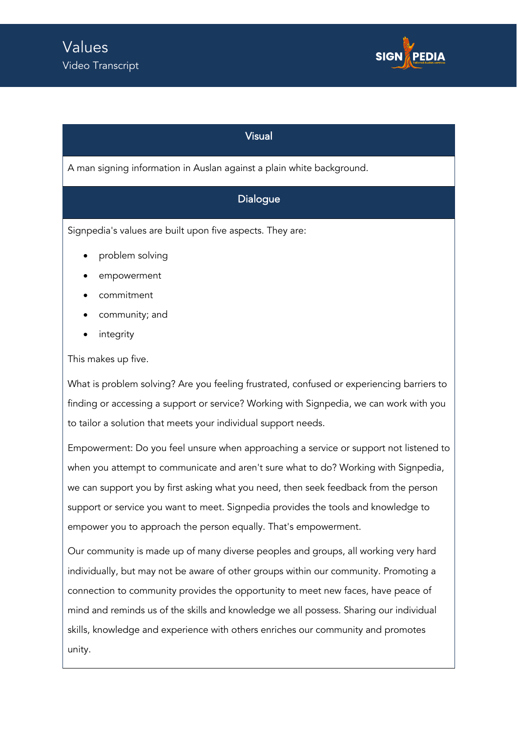# Values

Video Transcript

| Visual |
| --- |
| A man signing information in Auslan against a plain white background. |

## Dialogue

Signpedia's values are built upon five aspects. They are:

- problem solving
- empowerment
- commitment
- community; and
- integrity

This makes up five.

What is problem solving? Are you feeling frustrated, confused or experiencing barriers to finding or accessing a support or service? Working with Signpedia, we can work with you to tailor a solution that meets your individual support needs.

Empowerment: Do you feel unsure when approaching a service or support not listened to when you attempt to communicate and aren't sure what to do? Working with Signpedia, we can support you by first asking what you need, then seek feedback from the person support or service you want to meet. Signpedia provides the tools and knowledge to empower you to approach the person equally. That's empowerment.

Our community is made up of many diverse peoples and groups, all working very hard individually, but may not be aware of other groups within our community. Promoting a connection to community provides the opportunity to meet new faces, have peace of mind and reminds us of the skills and knowledge we all possess. Sharing our individual skills, knowledge and experience with others enriches our community and promotes unity.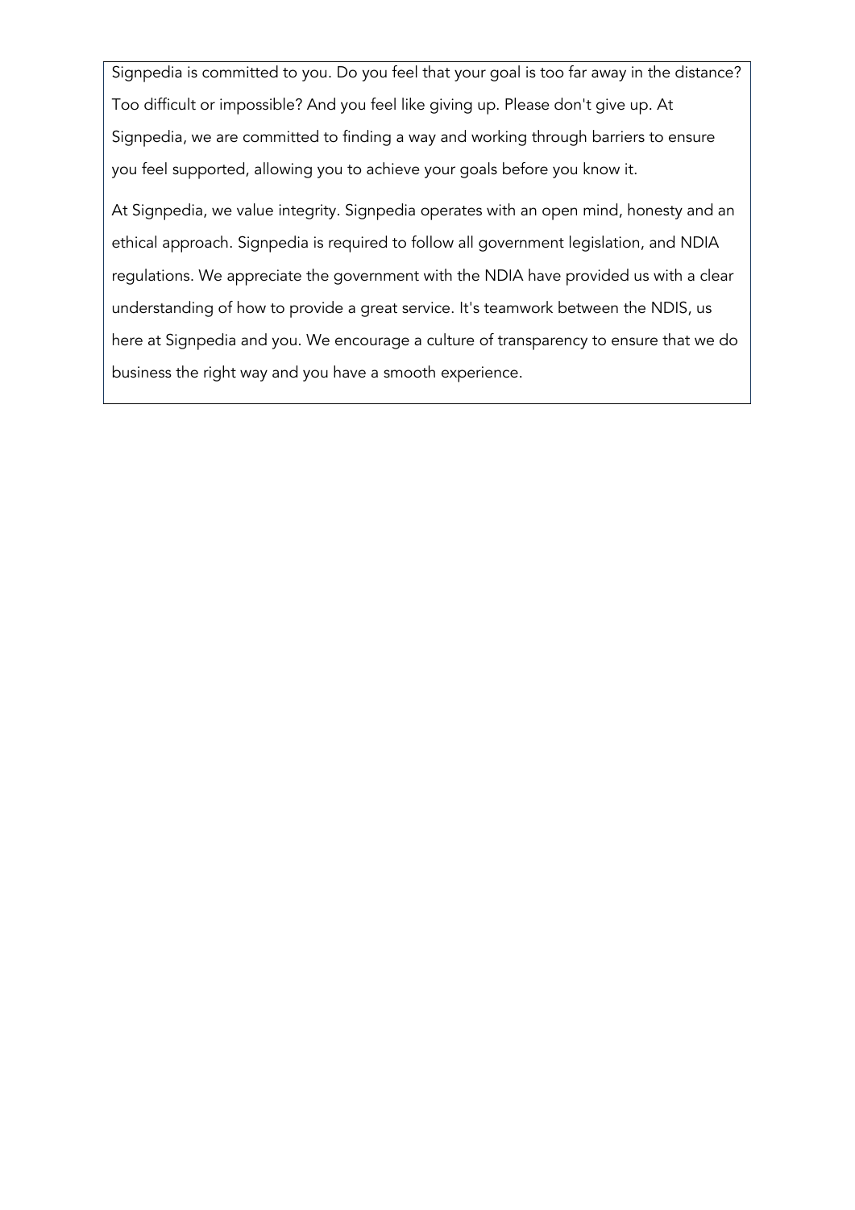Signpedia is committed to you. Do you feel that your goal is too far away in the distance? Too difficult or impossible? And you feel like giving up. Please don't give up. At Signpedia, we are committed to finding a way and working through barriers to ensure you feel supported, allowing you to achieve your goals before you know it.

At Signpedia, we value integrity. Signpedia operates with an open mind, honesty and an ethical approach. Signpedia is required to follow all government legislation, and NDIA regulations. We appreciate the government with the NDIA have provided us with a clear understanding of how to provide a great service. It's teamwork between the NDIS, us here at Signpedia and you. We encourage a culture of transparency to ensure that we do business the right way and you have a smooth experience.